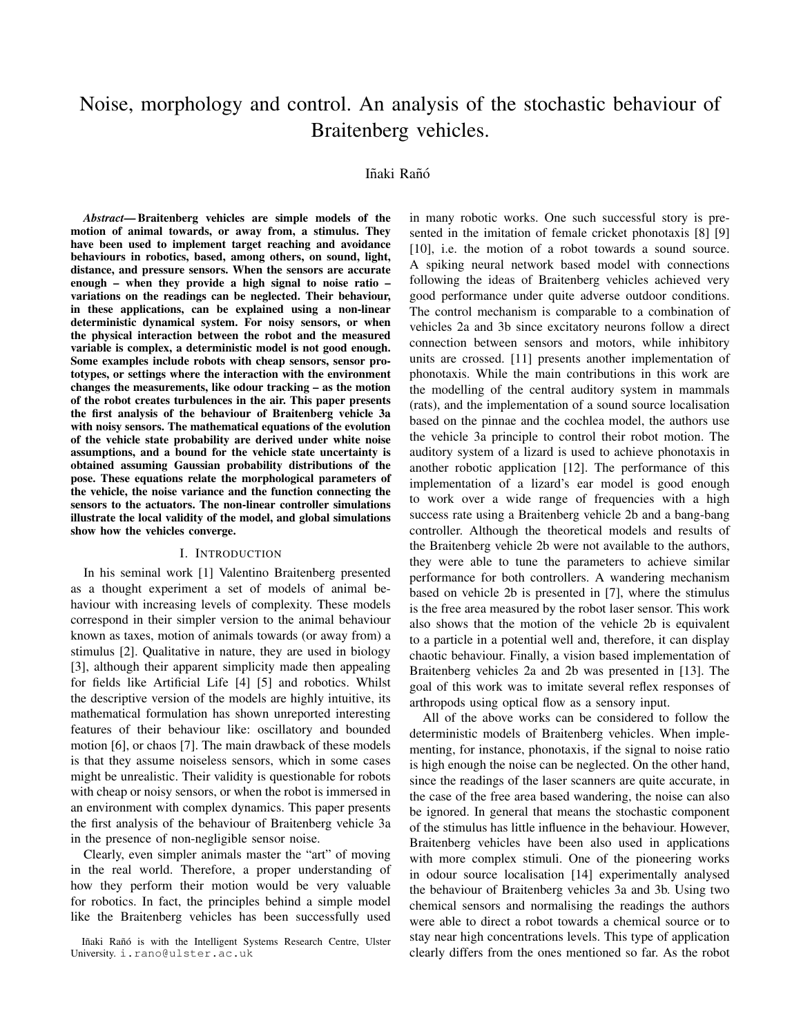# Noise, morphology and control. An analysis of the stochastic behaviour of Braitenberg vehicles.

Iñaki Rañó

***Abstract*— Braitenberg vehicles are simple models of the motion of animal towards, or away from, a stimulus. They have been used to implement target reaching and avoidance behaviours in robotics, based, among others, on sound, light, distance, and pressure sensors. When the sensors are accurate enough – when they provide a high signal to noise ratio – variations on the readings can be neglected. Their behaviour, in these applications, can be explained using a non-linear deterministic dynamical system. For noisy sensors, or when the physical interaction between the robot and the measured variable is complex, a deterministic model is not good enough. Some examples include robots with cheap sensors, sensor prototypes, or settings where the interaction with the environment changes the measurements, like odour tracking – as the motion of the robot creates turbulences in the air. This paper presents the first analysis of the behaviour of Braitenberg vehicle 3a with noisy sensors. The mathematical equations of the evolution of the vehicle state probability are derived under white noise assumptions, and a bound for the vehicle state uncertainty is obtained assuming Gaussian probability distributions of the pose. These equations relate the morphological parameters of the vehicle, the noise variance and the function connecting the sensors to the actuators. The non-linear controller simulations illustrate the local validity of the model, and global simulations show how the vehicles converge.**

## I. Introduction

In his seminal work [1] Valentino Braitenberg presented as a thought experiment a set of models of animal behaviour with increasing levels of complexity. These models correspond in their simpler version to the animal behaviour known as taxes, motion of animals towards (or away from) a stimulus [2]. Qualitative in nature, they are used in biology [3], although their apparent simplicity made then appealing for fields like Artificial Life [4] [5] and robotics. Whilst the descriptive version of the models are highly intuitive, its mathematical formulation has shown unreported interesting features of their behaviour like: oscillatory and bounded motion [6], or chaos [7]. The main drawback of these models is that they assume noiseless sensors, which in some cases might be unrealistic. Their validity is questionable for robots with cheap or noisy sensors, or when the robot is immersed in an environment with complex dynamics. This paper presents the first analysis of the behaviour of Braitenberg vehicle 3a in the presence of non-negligible sensor noise.

Clearly, even simpler animals master the "art" of moving in the real world. Therefore, a proper understanding of how they perform their motion would be very valuable for robotics. In fact, the principles behind a simple model like the Braitenberg vehicles has been successfully used in many robotic works. One such successful story is presented in the imitation of female cricket phonotaxis [8] [9] [10], i.e. the motion of a robot towards a sound source. A spiking neural network based model with connections following the ideas of Braitenberg vehicles achieved very good performance under quite adverse outdoor conditions. The control mechanism is comparable to a combination of vehicles 2a and 3b since excitatory neurons follow a direct connection between sensors and motors, while inhibitory units are crossed. [11] presents another implementation of phonotaxis. While the main contributions in this work are the modelling of the central auditory system in mammals (rats), and the implementation of a sound source localisation based on the pinnae and the cochlea model, the authors use the vehicle 3a principle to control their robot motion. The auditory system of a lizard is used to achieve phonotaxis in another robotic application [12]. The performance of this implementation of a lizard's ear model is good enough to work over a wide range of frequencies with a high success rate using a Braitenberg vehicle 2b and a bang-bang controller. Although the theoretical models and results of the Braitenberg vehicle 2b were not available to the authors, they were able to tune the parameters to achieve similar performance for both controllers. A wandering mechanism based on vehicle 2b is presented in [7], where the stimulus is the free area measured by the robot laser sensor. This work also shows that the motion of the vehicle 2b is equivalent to a particle in a potential well and, therefore, it can display chaotic behaviour. Finally, a vision based implementation of Braitenberg vehicles 2a and 2b was presented in [13]. The goal of this work was to imitate several reflex responses of arthropods using optical flow as a sensory input.

All of the above works can be considered to follow the deterministic models of Braitenberg vehicles. When implementing, for instance, phonotaxis, if the signal to noise ratio is high enough the noise can be neglected. On the other hand, since the readings of the laser scanners are quite accurate, in the case of the free area based wandering, the noise can also be ignored. In general that means the stochastic component of the stimulus has little influence in the behaviour. However, Braitenberg vehicles have been also used in applications with more complex stimuli. One of the pioneering works in odour source localisation [14] experimentally analysed the behaviour of Braitenberg vehicles 3a and 3b. Using two chemical sensors and normalising the readings the authors were able to direct a robot towards a chemical source or to stay near high concentrations levels. This type of application clearly differs from the ones mentioned so far. As the robot

Iñaki Rañó is with the Intelligent Systems Research Centre, Ulster University. i.rano@ulster.ac.uk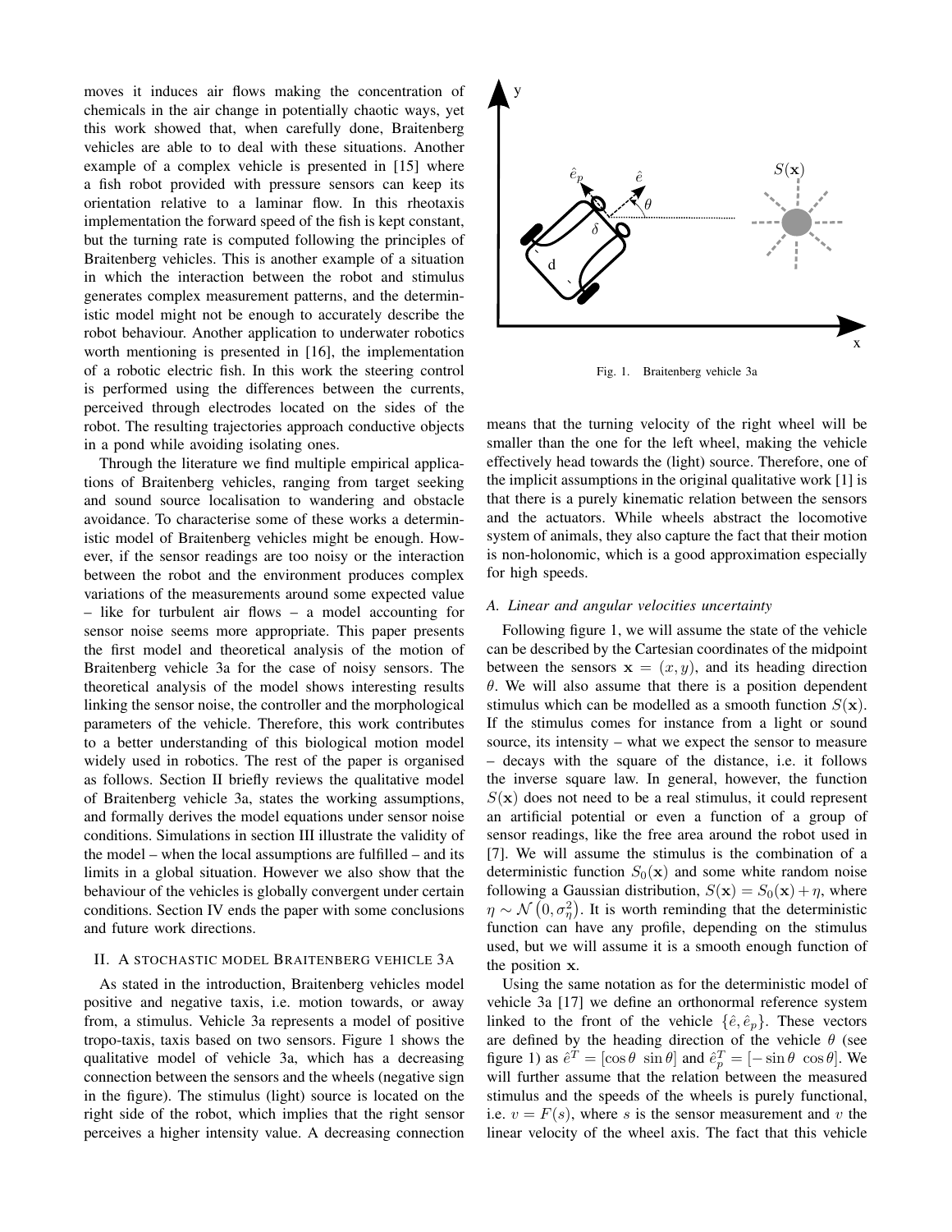moves it induces air flows making the concentration of chemicals in the air change in potentially chaotic ways, yet this work showed that, when carefully done, Braitenberg vehicles are able to to deal with these situations. Another example of a complex vehicle is presented in [15] where a fish robot provided with pressure sensors can keep its orientation relative to a laminar flow. In this rheotaxis implementation the forward speed of the fish is kept constant, but the turning rate is computed following the principles of Braitenberg vehicles. This is another example of a situation in which the interaction between the robot and stimulus generates complex measurement patterns, and the deterministic model might not be enough to accurately describe the robot behaviour. Another application to underwater robotics worth mentioning is presented in [16], the implementation of a robotic electric fish. In this work the steering control is performed using the differences between the currents, perceived through electrodes located on the sides of the robot. The resulting trajectories approach conductive objects in a pond while avoiding isolating ones.

Through the literature we find multiple empirical applications of Braitenberg vehicles, ranging from target seeking and sound source localisation to wandering and obstacle avoidance. To characterise some of these works a deterministic model of Braitenberg vehicles might be enough. However, if the sensor readings are too noisy or the interaction between the robot and the environment produces complex variations of the measurements around some expected value – like for turbulent air flows – a model accounting for sensor noise seems more appropriate. This paper presents the first model and theoretical analysis of the motion of Braitenberg vehicle 3a for the case of noisy sensors. The theoretical analysis of the model shows interesting results linking the sensor noise, the controller and the morphological parameters of the vehicle. Therefore, this work contributes to a better understanding of this biological motion model widely used in robotics. The rest of the paper is organised as follows. Section II briefly reviews the qualitative model of Braitenberg vehicle 3a, states the working assumptions, and formally derives the model equations under sensor noise conditions. Simulations in section III illustrate the validity of the model – when the local assumptions are fulfilled – and its limits in a global situation. However we also show that the behaviour of the vehicles is globally convergent under certain conditions. Section IV ends the paper with some conclusions and future work directions.

## II. A STOCHASTIC MODEL BRAITENBERG VEHICLE 3A

As stated in the introduction, Braitenberg vehicles model positive and negative taxis, i.e. motion towards, or away from, a stimulus. Vehicle 3a represents a model of positive tropo-taxis, taxis based on two sensors. Figure 1 shows the qualitative model of vehicle 3a, which has a decreasing connection between the sensors and the wheels (negative sign in the figure). The stimulus (light) source is located on the right side of the robot, which implies that the right sensor perceives a higher intensity value. A decreasing connection means that the turning velocity of the right wheel will be smaller than the one for the left wheel, making the vehicle effectively head towards the (light) source. Therefore, one of the implicit assumptions in the original qualitative work [1] is that there is a purely kinematic relation between the sensors and the actuators. While wheels abstract the locomotive system of animals, they also capture the fact that their motion is non-holonomic, which is a good approximation especially for high speeds.

y

$\hat{e}_p$

$\hat{e}$

$\theta$

$\delta$

d

$S(\mathbf{x})$

x

Fig. 1. Braitenberg vehicle 3a

### A. Linear and angular velocities uncertainty

Following figure 1, we will assume the state of the vehicle can be described by the Cartesian coordinates of the midpoint between the sensors $\mathbf{x} = (x, y)$, and its heading direction $\theta$. We will also assume that there is a position dependent stimulus which can be modelled as a smooth function $S(\mathbf{x})$. If the stimulus comes for instance from a light or sound source, its intensity – what we expect the sensor to measure – decays with the square of the distance, i.e. it follows the inverse square law. In general, however, the function $S(\mathbf{x})$ does not need to be a real stimulus, it could represent an artificial potential or even a function of a group of sensor readings, like the free area around the robot used in [7]. We will assume the stimulus is the combination of a deterministic function $S_0(\mathbf{x})$ and some white random noise following a Gaussian distribution, $S(\mathbf{x}) = S_0(\mathbf{x}) + \eta$, where $\eta \sim \mathcal{N}\left(0, \sigma_\eta^2\right)$. It is worth reminding that the deterministic function can have any profile, depending on the stimulus used, but we will assume it is a smooth enough function of the position $\mathbf{x}$.

Using the same notation as for the deterministic model of vehicle 3a [17] we define an orthonormal reference system linked to the front of the vehicle $\{\hat{e}, \hat{e}_p\}$. These vectors are defined by the heading direction of the vehicle $\theta$ (see figure 1) as $\hat{e}^T = [\cos\theta \;\; \sin\theta]$ and $\hat{e}_p^T = [-\sin\theta \;\; \cos\theta]$. We will further assume that the relation between the measured stimulus and the speeds of the wheels is purely functional, i.e. $v = F(s)$, where $s$ is the sensor measurement and $v$ the linear velocity of the wheel axis. The fact that this vehicle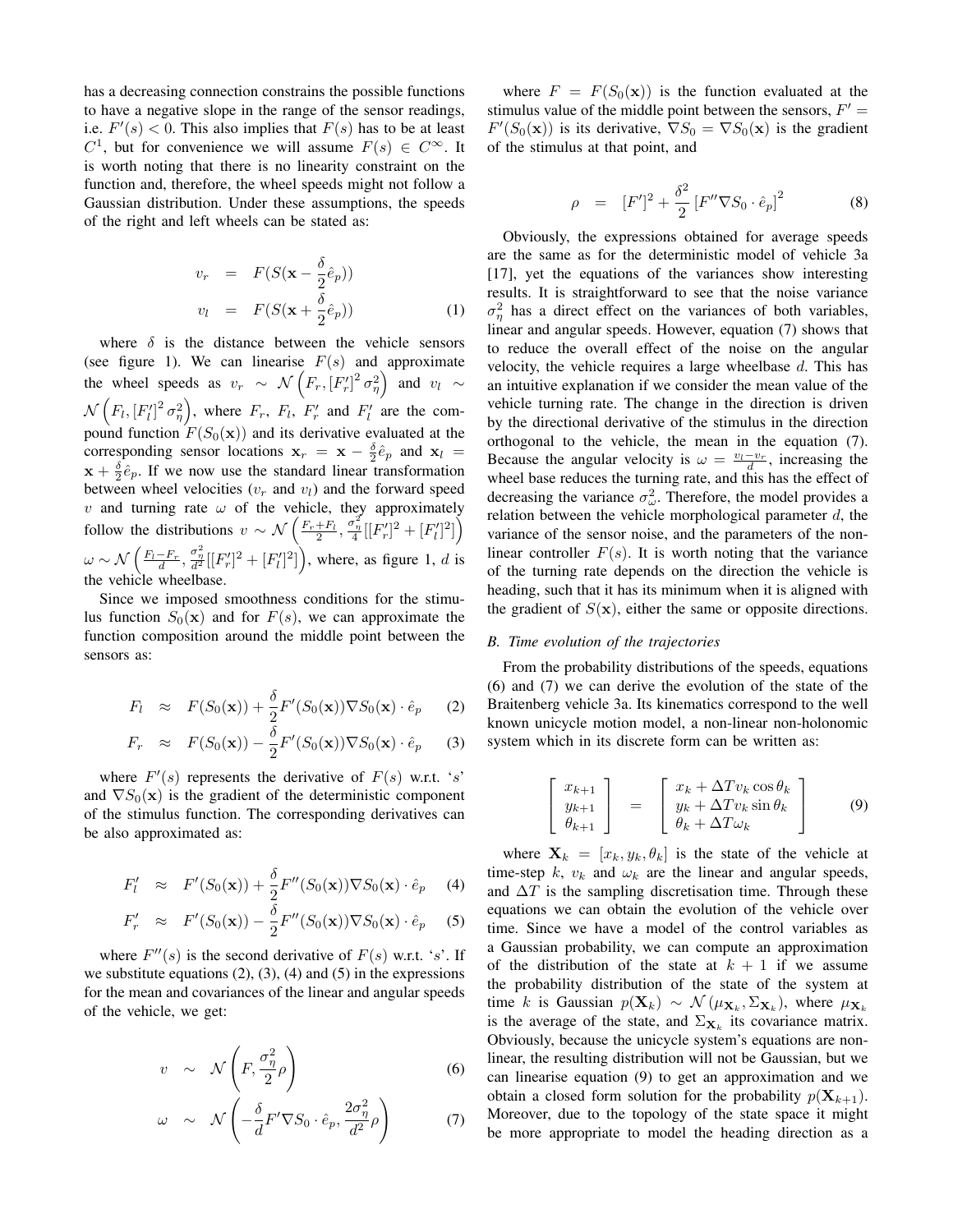has a decreasing connection constrains the possible functions to have a negative slope in the range of the sensor readings, i.e. $F'(s) < 0$. This also implies that $F(s)$ has to be at least $C^1$, but for convenience we will assume $F(s) \in C^\infty$. It is worth noting that there is no linearity constraint on the function and, therefore, the wheel speeds might not follow a Gaussian distribution. Under these assumptions, the speeds of the right and left wheels can be stated as:

$$
\begin{aligned}
v_r &= F(S(\mathbf{x} - \frac{\delta}{2}\hat{e}_p)) \\
v_l &= F(S(\mathbf{x} + \frac{\delta}{2}\hat{e}_p))
\end{aligned} \tag{1}
$$

where $\delta$ is the distance between the vehicle sensors (see figure 1). We can linearise $F(s)$ and approximate the wheel speeds as $v_r \sim \mathcal{N}\left(F_r, [F_r']^2 \sigma_\eta^2\right)$ and $v_l \sim \mathcal{N}\left(F_l, [F_l']^2 \sigma_\eta^2\right)$, where $F_r$, $F_l$, $F_r'$ and $F_l'$ are the compound function $F(S_0(\mathbf{x}))$ and its derivative evaluated at the corresponding sensor locations $\mathbf{x}_r = \mathbf{x} - \frac{\delta}{2}\hat{e}_p$ and $\mathbf{x}_l = \mathbf{x} + \frac{\delta}{2}\hat{e}_p$. If we now use the standard linear transformation between wheel velocities ($v_r$ and $v_l$) and the forward speed $v$ and turning rate $\omega$ of the vehicle, they approximately follow the distributions $v \sim \mathcal{N}\left(\frac{F_r+F_l}{2}, \frac{\sigma_\eta^2}{4}[[F_r']^2 + [F_l']^2]\right)$ $\omega \sim \mathcal{N}\left(\frac{F_l - F_r}{d}, \frac{\sigma_\eta^2}{d^2}[[F_r']^2 + [F_l']^2]\right)$, where, as figure 1, $d$ is the vehicle wheelbase.

Since we imposed smoothness conditions for the stimulus function $S_0(\mathbf{x})$ and for $F(s)$, we can approximate the function composition around the middle point between the sensors as:

$$
F_l \approx F(S_0(\mathbf{x})) + \frac{\delta}{2} F'(S_0(\mathbf{x})) \nabla S_0(\mathbf{x}) \cdot \hat{e}_p \tag{2}
$$

$$
F_r \approx F(S_0(\mathbf{x})) - \frac{\delta}{2} F'(S_0(\mathbf{x})) \nabla S_0(\mathbf{x}) \cdot \hat{e}_p \tag{3}
$$

where $F'(s)$ represents the derivative of $F(s)$ w.r.t. '$s$' and $\nabla S_0(\mathbf{x})$ is the gradient of the deterministic component of the stimulus function. The corresponding derivatives can be also approximated as:

$$
F_l' \approx F'(S_0(\mathbf{x})) + \frac{\delta}{2} F''(S_0(\mathbf{x})) \nabla S_0(\mathbf{x}) \cdot \hat{e}_p \tag{4}
$$

$$
F_r' \approx F'(S_0(\mathbf{x})) - \frac{\delta}{2} F''(S_0(\mathbf{x})) \nabla S_0(\mathbf{x}) \cdot \hat{e}_p \tag{5}
$$

where $F''(s)$ is the second derivative of $F(s)$ w.r.t. '$s$'. If we substitute equations (2), (3), (4) and (5) in the expressions for the mean and covariances of the linear and angular speeds of the vehicle, we get:

$$
v \sim \mathcal{N}\left(F, \frac{\sigma_\eta^2}{2}\rho\right) \tag{6}
$$

$$
\omega \sim \mathcal{N}\left(-\frac{\delta}{d} F' \nabla S_0 \cdot \hat{e}_p, \frac{2\sigma_\eta^2}{d^2}\rho\right) \tag{7}
$$

where $F = F(S_0(\mathbf{x}))$ is the function evaluated at the stimulus value of the middle point between the sensors, $F' = F'(S_0(\mathbf{x}))$ is its derivative, $\nabla S_0 = \nabla S_0(\mathbf{x})$ is the gradient of the stimulus at that point, and

$$
\rho = [F']^2 + \frac{\delta^2}{2}\left[F'' \nabla S_0 \cdot \hat{e}_p\right]^2 \tag{8}
$$

Obviously, the expressions obtained for average speeds are the same as for the deterministic model of vehicle 3a [17], yet the equations of the variances show interesting results. It is straightforward to see that the noise variance $\sigma_\eta^2$ has a direct effect on the variances of both variables, linear and angular speeds. However, equation (7) shows that to reduce the overall effect of the noise on the angular velocity, the vehicle requires a large wheelbase $d$. This has an intuitive explanation if we consider the mean value of the vehicle turning rate. The change in the direction is driven by the directional derivative of the stimulus in the direction orthogonal to the vehicle, the mean in the equation (7). Because the angular velocity is $\omega = \frac{v_l - v_r}{d}$, increasing the wheel base reduces the turning rate, and this has the effect of decreasing the variance $\sigma_\omega^2$. Therefore, the model provides a relation between the vehicle morphological parameter $d$, the variance of the sensor noise, and the parameters of the non-linear controller $F(s)$. It is worth noting that the variance of the turning rate depends on the direction the vehicle is heading, such that it has its minimum when it is aligned with the gradient of $S(\mathbf{x})$, either the same or opposite directions.

### *B. Time evolution of the trajectories*

From the probability distributions of the speeds, equations (6) and (7) we can derive the evolution of the state of the Braitenberg vehicle 3a. Its kinematics correspond to the well known unicycle motion model, a non-linear non-holonomic system which in its discrete form can be written as:

$$
\begin{bmatrix} x_{k+1} \\ y_{k+1} \\ \theta_{k+1} \end{bmatrix} = \begin{bmatrix} x_k + \Delta T v_k \cos\theta_k \\ y_k + \Delta T v_k \sin\theta_k \\ \theta_k + \Delta T \omega_k \end{bmatrix} \tag{9}
$$

where $\mathbf{X}_k = [x_k, y_k, \theta_k]$ is the state of the vehicle at time-step $k$, $v_k$ and $\omega_k$ are the linear and angular speeds, and $\Delta T$ is the sampling discretisation time. Through these equations we can obtain the evolution of the vehicle over time. Since we have a model of the control variables as a Gaussian probability, we can compute an approximation of the distribution of the state at $k+1$ if we assume the probability distribution of the state of the system at time $k$ is Gaussian $p(\mathbf{X}_k) \sim \mathcal{N}(\mu_{\mathbf{X}_k}, \Sigma_{\mathbf{X}_k})$, where $\mu_{\mathbf{X}_k}$ is the average of the state, and $\Sigma_{\mathbf{X}_k}$ its covariance matrix. Obviously, because the unicycle system's equations are non-linear, the resulting distribution will not be Gaussian, but we can linearise equation (9) to get an approximation and we obtain a closed form solution for the probability $p(\mathbf{X}_{k+1})$. Moreover, due to the topology of the state space it might be more appropriate to model the heading direction as a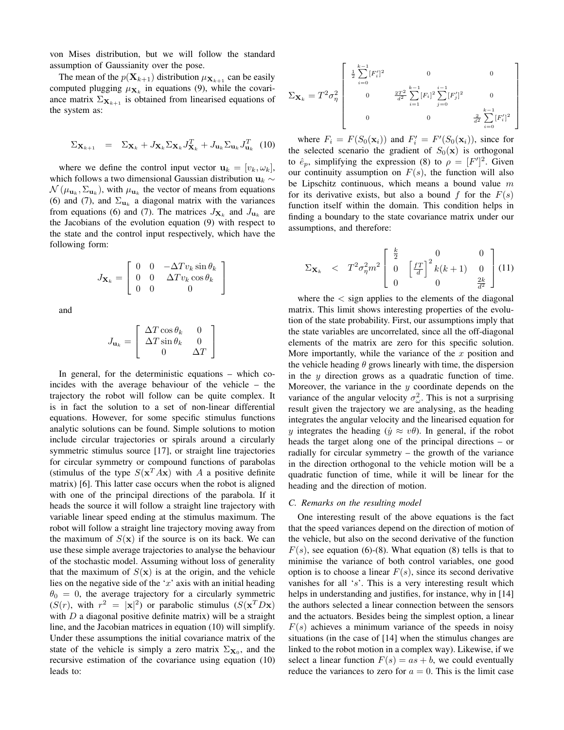von Mises distribution, but we will follow the standard assumption of Gaussianity over the pose.

The mean of the $p(\mathbf{X}_{k+1})$ distribution $\mu_{\mathbf{X}_{k+1}}$ can be easily computed plugging $\mu_{\mathbf{X}_k}$ in equations (9), while the covariance matrix $\Sigma_{\mathbf{X}_{k+1}}$ is obtained from linearised equations of the system as:

$$\Sigma_{\mathbf{X}_{k+1}} = \Sigma_{\mathbf{X}_k} + J_{\mathbf{X}_k}\Sigma_{\mathbf{X}_k}J_{\mathbf{X}_k}^T + J_{\mathbf{u}_k}\Sigma_{\mathbf{u}_k}J_{\mathbf{u}_k}^T \quad (10)$$

where we define the control input vector $\mathbf{u}_k = [v_k, \omega_k]$, which follows a two dimensional Gaussian distribution $\mathbf{u}_k \sim \mathcal{N}(\mu_{\mathbf{u}_k}, \Sigma_{\mathbf{u}_k})$, with $\mu_{\mathbf{u}_k}$ the vector of means from equations (6) and (7), and $\Sigma_{\mathbf{u}_k}$ a diagonal matrix with the variances from equations (6) and (7). The matrices $J_{\mathbf{X}_k}$ and $J_{\mathbf{u}_k}$ are the Jacobians of the evolution equation (9) with respect to the state and the control input respectively, which have the following form:

$$J_{\mathbf{X}_k} = \begin{bmatrix} 0 & 0 & -\Delta T v_k \sin\theta_k \\ 0 & 0 & \Delta T v_k \cos\theta_k \\ 0 & 0 & 0 \end{bmatrix}$$

and

$$J_{\mathbf{u}_k} = \begin{bmatrix} \Delta T\cos\theta_k & 0 \\ \Delta T \sin\theta_k & 0 \\ 0 & \Delta T \end{bmatrix}$$

In general, for the deterministic equations – which coincides with the average behaviour of the vehicle – the trajectory the robot will follow can be quite complex. It is in fact the solution to a set of non-linear differential equations. However, for some specific stimulus functions analytic solutions can be found. Simple solutions to motion include circular trajectories or spirals around a circularly symmetric stimulus source [17], or straight line trajectories for circular symmetry or compound functions of parabolas (stimulus of the type $S(\mathbf{x}^T A\mathbf{x})$ with $A$ a positive definite matrix) [6]. This latter case occurs when the robot is aligned with one of the principal directions of the parabola. If it heads the source it will follow a straight line trajectory with variable linear speed ending at the stimulus maximum. The robot will follow a straight line trajectory moving away from the maximum of $S(\mathbf{x})$ if the source is on its back. We can use these simple average trajectories to analyse the behaviour of the stochastic model. Assuming without loss of generality that the maximum of $S(\mathbf{x})$ is at the origin, and the vehicle lies on the negative side of the '$x$' axis with an initial heading $\theta_0 = 0$, the average trajectory for a circularly symmetric ($S(r)$, with $r^2 = |\mathbf{x}|^2$) or parabolic stimulus ($S(\mathbf{x}^T D\mathbf{x})$ with $D$ a diagonal positive definite matrix) will be a straight line, and the Jacobian matrices in equation (10) will simplify. Under these assumptions the initial covariance matrix of the state of the vehicle is simply a zero matrix $\Sigma_{\mathbf{X}_0}$, and the recursive estimation of the covariance using equation (10) leads to:

$$\Sigma_{\mathbf{X}_k} = T^2\sigma_\eta^2 \begin{bmatrix} \frac{1}{2}\sum_{i=0}^{k-1}[F_i']^2 & 0 & 0 \\ 0 & \frac{2T^2}{d^2}\sum_{i=1}^{k-1}[F_i]^2\sum_{j=0}^{i-1}[F_j']^2 & 0 \\ 0 & 0 & \frac{2}{d^2}\sum_{i=0}^{k-1}[F_i']^2 \end{bmatrix}$$

where $F_i = F(S_0(\mathbf{x}_i))$ and $F_i' = F'(S_0(\mathbf{x}_i))$, since for the selected scenario the gradient of $S_0(\mathbf{x})$ is orthogonal to $\hat{e}_p$, simplifying the expression (8) to $\rho = [F']^2$. Given our continuity assumption on $F(s)$, the function will also be Lipschitz continuous, which means a bound value $m$ for its derivative exists, but also a bound $f$ for the $F(s)$ function itself within the domain. This condition helps in finding a boundary to the state covariance matrix under our assumptions, and therefore:

$$\Sigma_{\mathbf{X}_k} < T^2\sigma_\eta^2 m^2 \begin{bmatrix} \frac{k}{2} & 0 & 0 \\ 0 & \left[\frac{fT}{d}\right]^2 k(k+1) & 0 \\ 0 & 0 & \frac{2k}{d^2} \end{bmatrix} \quad (11)$$

where the $<$ sign applies to the elements of the diagonal matrix. This limit shows interesting properties of the evolution of the state probability. First, our assumptions imply that the state variables are uncorrelated, since all the off-diagonal elements of the matrix are zero for this specific solution. More importantly, while the variance of the $x$ position and the vehicle heading $\theta$ grows linearly with time, the dispersion in the $y$ direction grows as a quadratic function of time. Moreover, the variance in the $y$ coordinate depends on the variance of the angular velocity $\sigma_\omega^2$. This is not a surprising result given the trajectory we are analysing, as the heading integrates the angular velocity and the linearised equation for $y$ integrates the heading ($\dot{y} \approx v\theta$). In general, if the robot heads the target along one of the principal directions – or radially for circular symmetry – the growth of the variance in the direction orthogonal to the vehicle motion will be a quadratic function of time, while it will be linear for the heading and the direction of motion.

### C. Remarks on the resulting model

One interesting result of the above equations is the fact that the speed variances depend on the direction of motion of the vehicle, but also on the second derivative of the function $F(s)$, see equation (6)-(8). What equation (8) tells is that to minimise the variance of both control variables, one good option is to choose a linear $F(s)$, since its second derivative vanishes for all '$s$'. This is a very interesting result which helps in understanding and justifies, for instance, why in [14] the authors selected a linear connection between the sensors and the actuators. Besides being the simplest option, a linear $F(s)$ achieves a minimum variance of the speeds in noisy situations (in the case of [14] when the stimulus changes are linked to the robot motion in a complex way). Likewise, if we select a linear function $F(s) = as + b$, we could eventually reduce the variances to zero for $a = 0$. This is the limit case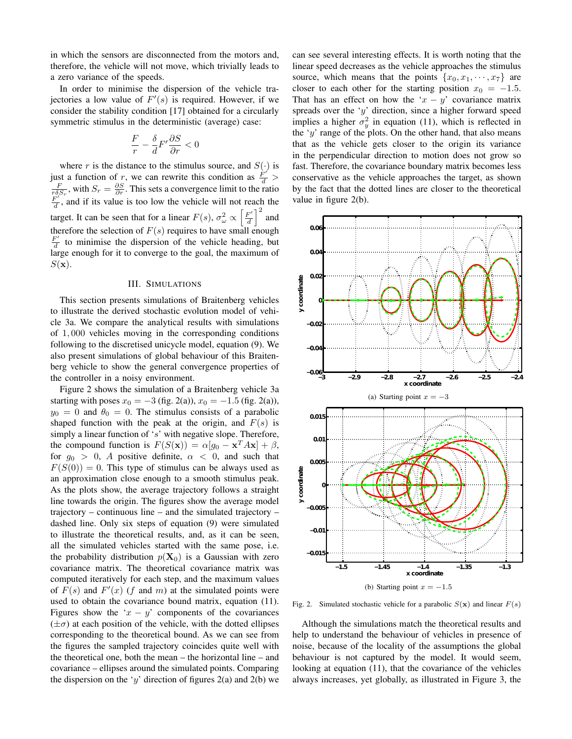in which the sensors are disconnected from the motors and, therefore, the vehicle will not move, which trivially leads to a zero variance of the speeds.

In order to minimise the dispersion of the vehicle trajectories a low value of $F'(s)$ is required. However, if we consider the stability condition [17] obtained for a circularly symmetric stimulus in the deterministic (average) case:

$$\frac{F}{r} - \frac{\delta}{d} F' \frac{\partial S}{\partial r} < 0$$

where $r$ is the distance to the stimulus source, and $S(\cdot)$ is just a function of $r$, we can rewrite this condition as $\frac{F'}{d} > \frac{F}{r\delta S_r}$, with $S_r = \frac{\partial S}{\partial r}$. This sets a convergence limit to the ratio $\frac{F'}{d}$, and if its value is too low the vehicle will not reach the target. It can be seen that for a linear $F(s)$, $\sigma_\omega^2 \propto \left[\frac{F'}{d}\right]^2$ and therefore the selection of $F(s)$ requires to have small enough $\frac{F'}{d}$ to minimise the dispersion of the vehicle heading, but large enough for it to converge to the goal, the maximum of $S(\mathbf{x})$.

## III. Simulations

This section presents simulations of Braitenberg vehicles to illustrate the derived stochastic evolution model of vehicle 3a. We compare the analytical results with simulations of 1,000 vehicles moving in the corresponding conditions following to the discretised unicycle model, equation (9). We also present simulations of global behaviour of this Braitenberg vehicle to show the general convergence properties of the controller in a noisy environment.

Figure 2 shows the simulation of a Braitenberg vehicle 3a starting with poses $x_0 = -3$ (fig. 2(a)), $x_0 = -1.5$ (fig. 2(a)), $y_0 = 0$ and $\theta_0 = 0$. The stimulus consists of a parabolic shaped function with the peak at the origin, and $F(s)$ is simply a linear function of '$s$' with negative slope. Therefore, the compound function is $F(S(\mathbf{x})) = \alpha[g_0 - \mathbf{x}^T A\mathbf{x}] + \beta$, for $g_0 > 0$, $A$ positive definite, $\alpha < 0$, and such that $F(S(0)) = 0$. This type of stimulus can be always used as an approximation close enough to a smooth stimulus peak. As the plots show, the average trajectory follows a straight line towards the origin. The figures show the average model trajectory – continuous line – and the simulated trajectory – dashed line. Only six steps of equation (9) were simulated to illustrate the theoretical results, and, as it can be seen, all the simulated vehicles started with the same pose, i.e. the probability distribution $p(\mathbf{X}_0)$ is a Gaussian with zero covariance matrix. The theoretical covariance matrix was computed iteratively for each step, and the maximum values of $F(s)$ and $F'(x)$ ($f$ and $m$) at the simulated points were used to obtain the covariance bound matrix, equation (11). Figures show the '$x - y$' components of the covariances ($\pm\sigma$) at each position of the vehicle, with the dotted ellipses corresponding to the theoretical bound. As we can see from the figures the sampled trajectory coincides quite well with the theoretical one, both the mean – the horizontal line – and covariance – ellipses around the simulated points. Comparing the dispersion on the '$y$' direction of figures 2(a) and 2(b) we can see several interesting effects. It is worth noting that the linear speed decreases as the vehicle approaches the stimulus source, which means that the points $\{x_0, x_1, \cdots, x_7\}$ are closer to each other for the starting position $x_0 = -1.5$. That has an effect on how the '$x - y$' covariance matrix spreads over the '$y$' direction, since a higher forward speed implies a higher $\sigma_y^2$ in equation (11), which is reflected in the '$y$' range of the plots. On the other hand, that also means that as the vehicle gets closer to the origin its variance in the perpendicular direction to motion does not grow so fast. Therefore, the covariance boundary matrix becomes less conservative as the vehicle approaches the target, as shown by the fact that the dotted lines are closer to the theoretical value in figure 2(b).

(a) Starting point $x = -3$

(b) Starting point $x = -1.5$

Fig. 2. Simulated stochastic vehicle for a parabolic $S(\mathbf{x})$ and linear $F(s)$

Although the simulations match the theoretical results and help to understand the behaviour of vehicles in presence of noise, because of the locality of the assumptions the global behaviour is not captured by the model. It would seem, looking at equation (11), that the covariance of the vehicles always increases, yet globally, as illustrated in Figure 3, the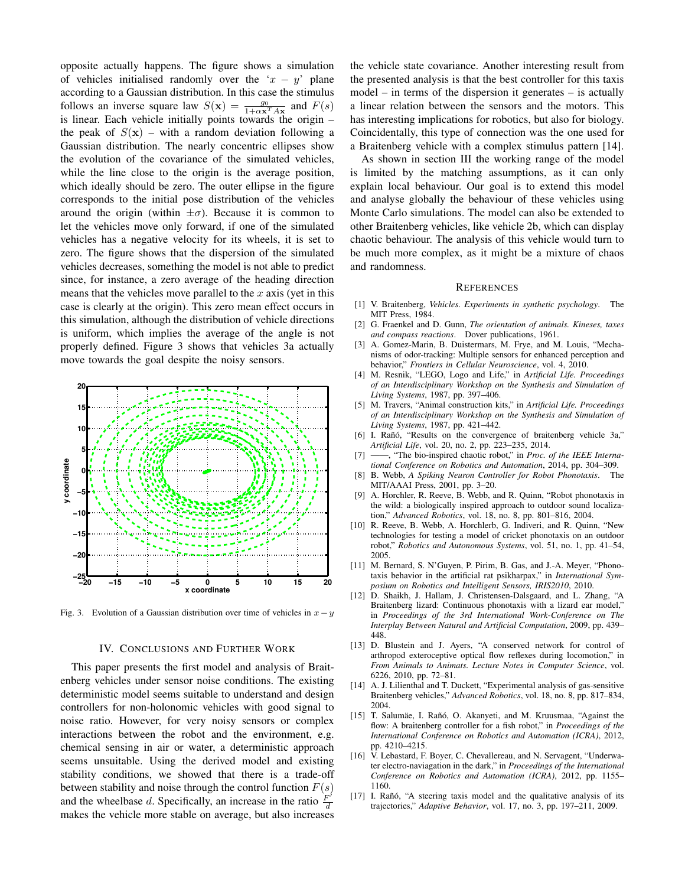opposite actually happens. The figure shows a simulation of vehicles initialised randomly over the '$x - y$' plane according to a Gaussian distribution. In this case the stimulus follows an inverse square law $S(\mathbf{x}) = \frac{g_0}{1+\alpha \mathbf{x}^T A \mathbf{x}}$ and $F(s)$ is linear. Each vehicle initially points towards the origin – the peak of $S(\mathbf{x})$ – with a random deviation following a Gaussian distribution. The nearly concentric ellipses show the evolution of the covariance of the simulated vehicles, while the line close to the origin is the average position, which ideally should be zero. The outer ellipse in the figure corresponds to the initial pose distribution of the vehicles around the origin (within $\pm\sigma$). Because it is common to let the vehicles move only forward, if one of the simulated vehicles has a negative velocity for its wheels, it is set to zero. The figure shows that the dispersion of the simulated vehicles decreases, something the model is not able to predict since, for instance, a zero average of the heading direction means that the vehicles move parallel to the $x$ axis (yet in this case is clearly at the origin). This zero mean effect occurs in this simulation, although the distribution of vehicle directions is uniform, which implies the average of the angle is not properly defined. Figure 3 shows that vehicles 3a actually move towards the goal despite the noisy sensors.

y coordinate

x coordinate

20
15
10
5
0
−5
−10
−15
−20
−25

−20 −15 −10 −5 0 5 10 15 20

Fig. 3. Evolution of a Gaussian distribution over time of vehicles in $x - y$

## IV. Conclusions and Further Work

This paper presents the first model and analysis of Braitenberg vehicles under sensor noise conditions. The existing deterministic model seems suitable to understand and design controllers for non-holonomic vehicles with good signal to noise ratio. However, for very noisy sensors or complex interactions between the robot and the environment, e.g. chemical sensing in air or water, a deterministic approach seems unsuitable. Using the derived model and existing stability conditions, we showed that there is a trade-off between stability and noise through the control function $F(s)$ and the wheelbase $d$. Specifically, an increase in the ratio $\frac{F'}{d}$ makes the vehicle more stable on average, but also increases the vehicle state covariance. Another interesting result from the presented analysis is that the best controller for this taxis model – in terms of the dispersion it generates – is actually a linear relation between the sensors and the motors. This has interesting implications for robotics, but also for biology. Coincidentally, this type of connection was the one used for a Braitenberg vehicle with a complex stimulus pattern [14].

As shown in section III the working range of the model is limited by the matching assumptions, as it can only explain local behaviour. Our goal is to extend this model and analyse globally the behaviour of these vehicles using Monte Carlo simulations. The model can also be extended to other Braitenberg vehicles, like vehicle 2b, which can display chaotic behaviour. The analysis of this vehicle would turn to be much more complex, as it might be a mixture of chaos and randomness.

## References

[1] V. Braitenberg, *Vehicles. Experiments in synthetic psychology*. The MIT Press, 1984.

[2] G. Fraenkel and D. Gunn, *The orientation of animals. Kineses, taxes and compass reactions*. Dover publications, 1961.

[3] A. Gomez-Marin, B. Duistermars, M. Frye, and M. Louis, "Mechanisms of odor-tracking: Multiple sensors for enhanced perception and behavior," *Frontiers in Cellular Neuroscience*, vol. 4, 2010.

[4] M. Resnik, "LEGO, Logo and Life," in *Artificial Life. Proceedings of an Interdisciplinary Workshop on the Synthesis and Simulation of Living Systems*, 1987, pp. 397–406.

[5] M. Travers, "Animal construction kits," in *Artificial Life. Proceedings of an Interdisciplinary Workshop on the Synthesis and Simulation of Living Systems*, 1987, pp. 421–442.

[6] I. Rañó, "Results on the convergence of braitenberg vehicle 3a," *Artificial Life*, vol. 20, no. 2, pp. 223–235, 2014.

[7] ——, "The bio-inspired chaotic robot," in *Proc. of the IEEE International Conference on Robotics and Automation*, 2014, pp. 304–309.

[8] B. Webb, *A Spiking Neuron Controller for Robot Phonotaxis*. The MIT/AAAI Press, 2001, pp. 3–20.

[9] A. Horchler, R. Reeve, B. Webb, and R. Quinn, "Robot phonotaxis in the wild: a biologically inspired approach to outdoor sound localization," *Advanced Robotics*, vol. 18, no. 8, pp. 801–816, 2004.

[10] R. Reeve, B. Webb, A. Horchlerb, G. Indiveri, and R. Quinn, "New technologies for testing a model of cricket phonotaxis on an outdoor robot," *Robotics and Autonomous Systems*, vol. 51, no. 1, pp. 41–54, 2005.

[11] M. Bernard, S. N'Guyen, P. Pirim, B. Gas, and J.-A. Meyer, "Phonotaxis behavior in the artificial rat psikharpax," in *International Symposium on Robotics and Intelligent Sensors, IRIS2010*, 2010.

[12] D. Shaikh, J. Hallam, J. Christensen-Dalsgaard, and L. Zhang, "A Braitenberg lizard: Continuous phonotaxis with a lizard ear model," in *Proceedings of the 3rd International Work-Conference on The Interplay Between Natural and Artificial Computation*, 2009, pp. 439–448.

[13] D. Blustein and J. Ayers, "A conserved network for control of arthropod exteroceptive optical flow reflexes during locomotion," in *From Animals to Animats. Lecture Notes in Computer Science*, vol. 6226, 2010, pp. 72–81.

[14] A. J. Lilienthal and T. Duckett, "Experimental analysis of gas-sensitive Braitenberg vehicles," *Advanced Robotics*, vol. 18, no. 8, pp. 817–834, 2004.

[15] T. Salumäe, I. Rañó, O. Akanyeti, and M. Kruusmaa, "Against the flow: A braitenberg controller for a fish robot," in *Proceedings of the International Conference on Robotics and Automation (ICRA)*, 2012, pp. 4210–4215.

[16] V. Lebastard, F. Boyer, C. Chevallereau, and N. Servagent, "Underwater electro-naviagation in the dark," in *Proceedings of the International Conference on Robotics and Automation (ICRA)*, 2012, pp. 1155–1160.

[17] I. Rañó, "A steering taxis model and the qualitative analysis of its trajectories," *Adaptive Behavior*, vol. 17, no. 3, pp. 197–211, 2009.